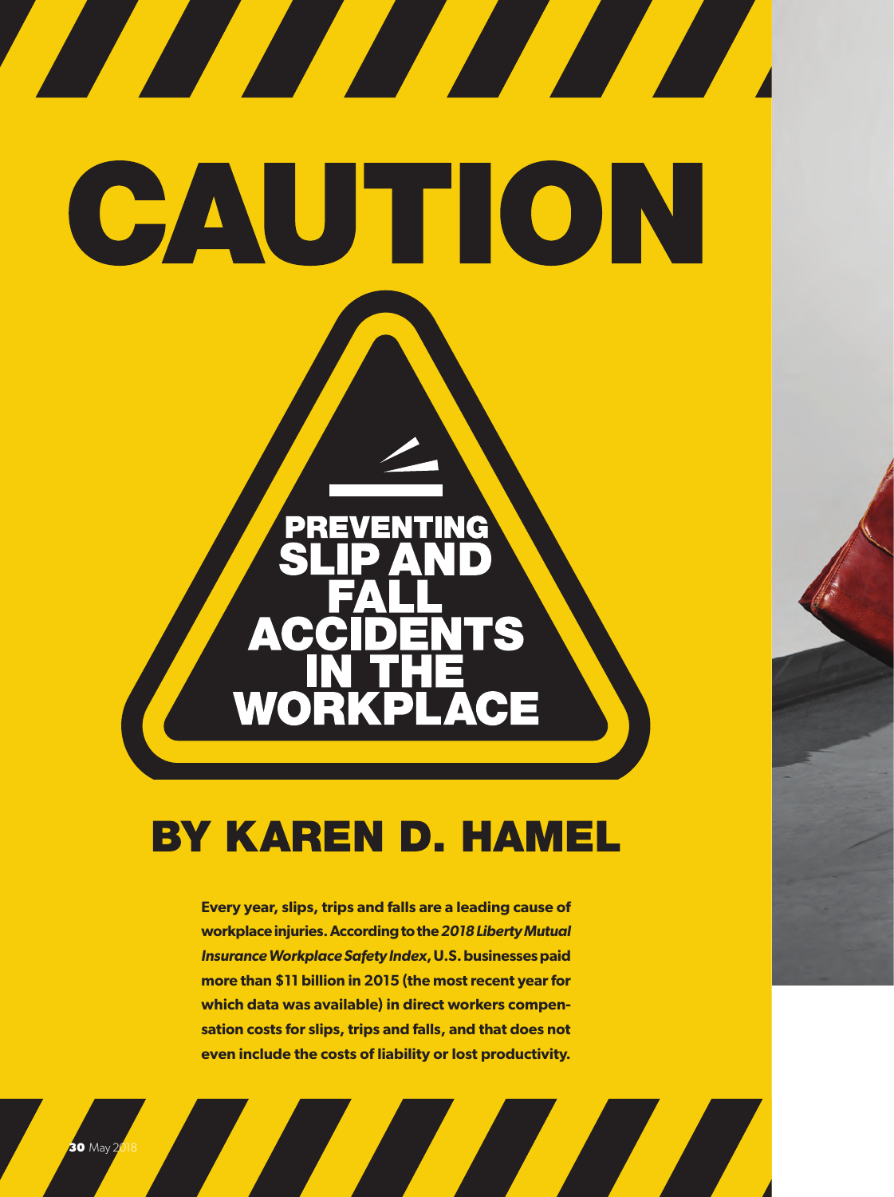# CAUTION

## PREVENTING SLIP AND FALL ACCIDENTS IN THE WORKPLACE

## BY KAREN D. HAMEL

**Every year, slips, trips and falls are a leading cause of workplace injuries. According to the *2018 Liberty Mutual Insurance Workplace Safety Index*, U.S. businesses paid more than $11 billion in 2015 (the most recent year for which data was available) in direct workers compensation costs for slips, trips and falls, and that does not even include the costs of liability or lost productivity.**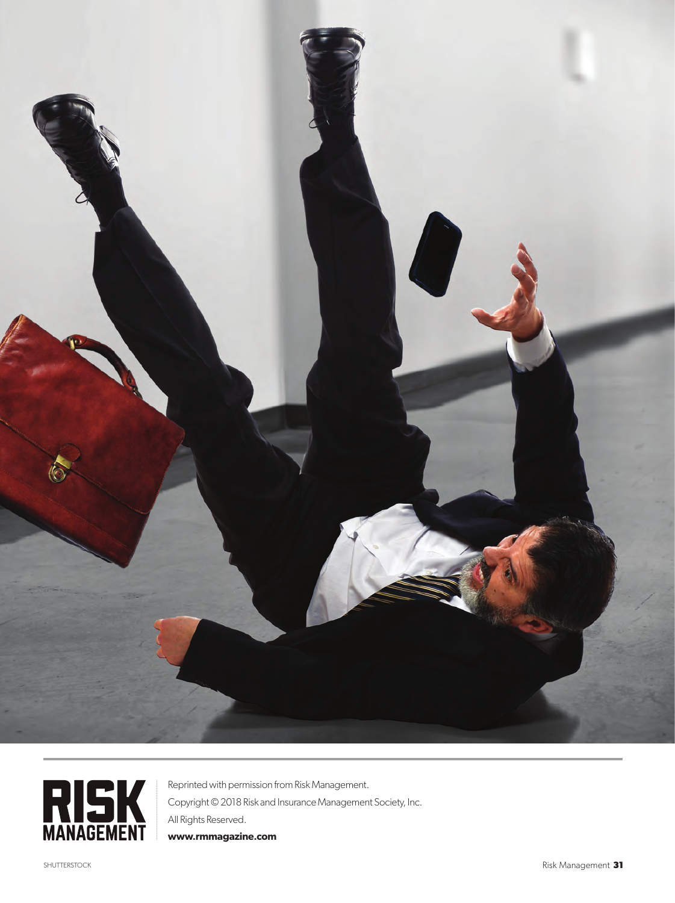**RISK MANAGEMENT**

Reprinted with permission from Risk Management.

Copyright © 2018 Risk and Insurance Management Society, Inc.

All Rights Reserved.

**www.rmmagazine.com**

SHUTTERSTOCK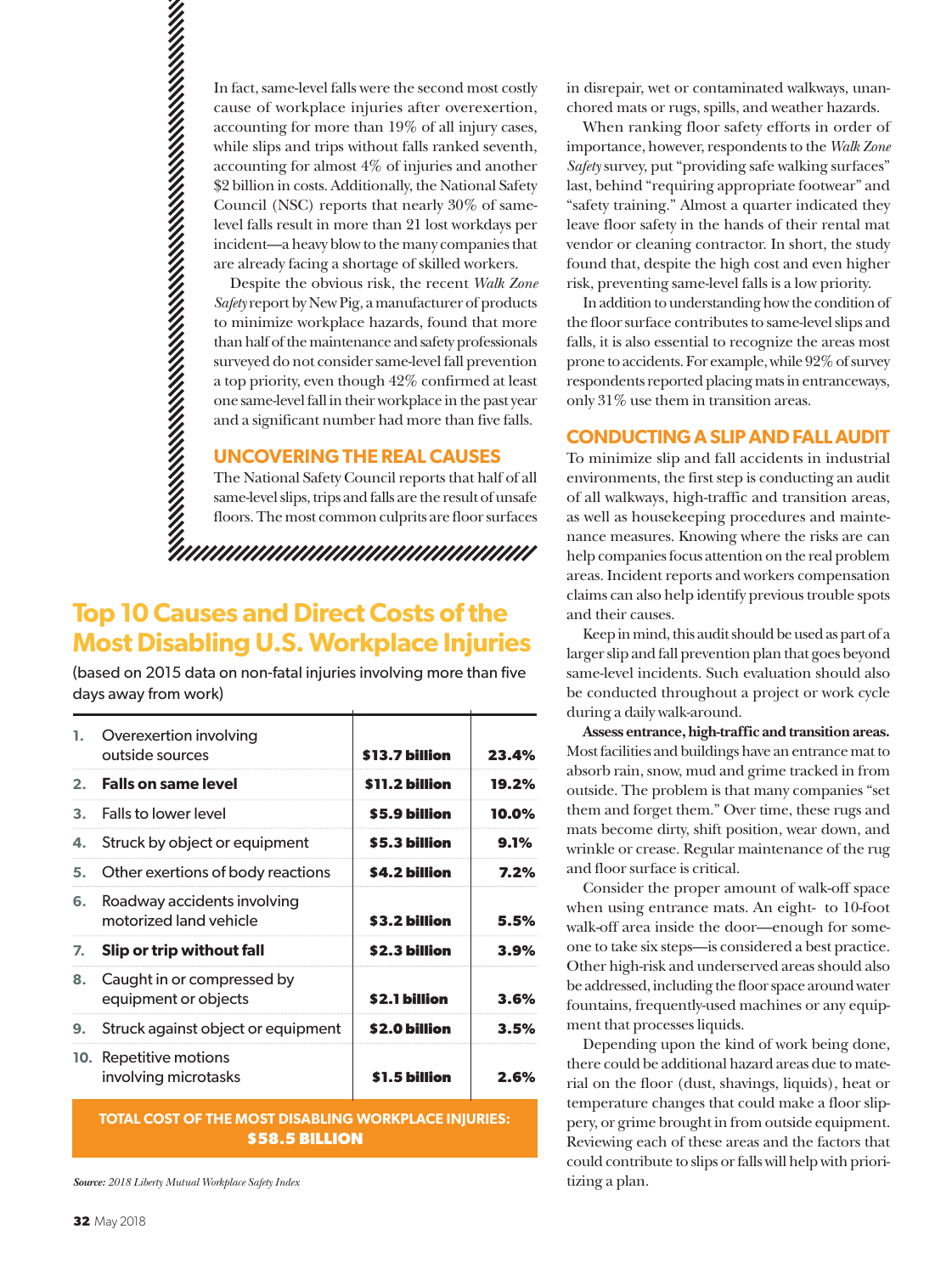In fact, same-level falls were the second most costly cause of workplace injuries after overexertion, accounting for more than 19% of all injury cases, while slips and trips without falls ranked seventh, accounting for almost 4% of injuries and another $2 billion in costs. Additionally, the National Safety Council (NSC) reports that nearly 30% of same-level falls result in more than 21 lost workdays per incident—a heavy blow to the many companies that are already facing a shortage of skilled workers.

Despite the obvious risk, the recent *Walk Zone Safety* report by New Pig, a manufacturer of products to minimize workplace hazards, found that more than half of the maintenance and safety professionals surveyed do not consider same-level fall prevention a top priority, even though 42% confirmed at least one same-level fall in their workplace in the past year and a significant number had more than five falls.

## UNCOVERING THE REAL CAUSES

The National Safety Council reports that half of all same-level slips, trips and falls are the result of unsafe floors. The most common culprits are floor surfaces in disrepair, wet or contaminated walkways, unanchored mats or rugs, spills, and weather hazards.

When ranking floor safety efforts in order of importance, however, respondents to the *Walk Zone Safety* survey, put "providing safe walking surfaces" last, behind "requiring appropriate footwear" and "safety training." Almost a quarter indicated they leave floor safety in the hands of their rental mat vendor or cleaning contractor. In short, the study found that, despite the high cost and even higher risk, preventing same-level falls is a low priority.

In addition to understanding how the condition of the floor surface contributes to same-level slips and falls, it is also essential to recognize the areas most prone to accidents. For example, while 92% of survey respondents reported placing mats in entranceways, only 31% use them in transition areas.

## Top 10 Causes and Direct Costs of the Most Disabling U.S. Workplace Injuries

(based on 2015 data on non-fatal injuries involving more than five days away from work)

| | Cause | Cost | Percent |
|---|---|---|---|
| 1. | Overexertion involving outside sources | **$13.7 billion** | **23.4%** |
| 2. | **Falls on same level** | **$11.2 billion** | **19.2%** |
| 3. | Falls to lower level | **$5.9 billion** | **10.0%** |
| 4. | Struck by object or equipment | **$5.3 billion** | **9.1%** |
| 5. | Other exertions of body reactions | **$4.2 billion** | **7.2%** |
| 6. | Roadway accidents involving motorized land vehicle | **$3.2 billion** | **5.5%** |
| 7. | **Slip or trip without fall** | **$2.3 billion** | **3.9%** |
| 8. | Caught in or compressed by equipment or objects | **$2.1 billion** | **3.6%** |
| 9. | Struck against object or equipment | **$2.0 billion** | **3.5%** |
| 10. | Repetitive motions involving microtasks | **$1.5 billion** | **2.6%** |

**TOTAL COST OF THE MOST DISABLING WORKPLACE INJURIES: $58.5 BILLION**

***Source:*** *2018 Liberty Mutual Workplace Safety Index*

## CONDUCTING A SLIP AND FALL AUDIT

To minimize slip and fall accidents in industrial environments, the first step is conducting an audit of all walkways, high-traffic and transition areas, as well as housekeeping procedures and maintenance measures. Knowing where the risks are can help companies focus attention on the real problem areas. Incident reports and workers compensation claims can also help identify previous trouble spots and their causes.

Keep in mind, this audit should be used as part of a larger slip and fall prevention plan that goes beyond same-level incidents. Such evaluation should also be conducted throughout a project or work cycle during a daily walk-around.

**Assess entrance, high-traffic and transition areas.** Most facilities and buildings have an entrance mat to absorb rain, snow, mud and grime tracked in from outside. The problem is that many companies "set them and forget them." Over time, these rugs and mats become dirty, shift position, wear down, and wrinkle or crease. Regular maintenance of the rug and floor surface is critical.

Consider the proper amount of walk-off space when using entrance mats. An eight- to 10-foot walk-off area inside the door—enough for someone to take six steps—is considered a best practice. Other high-risk and underserved areas should also be addressed, including the floor space around water fountains, frequently-used machines or any equipment that processes liquids.

Depending upon the kind of work being done, there could be additional hazard areas due to material on the floor (dust, shavings, liquids), heat or temperature changes that could make a floor slippery, or grime brought in from outside equipment. Reviewing each of these areas and the factors that could contribute to slips or falls will help with prioritizing a plan.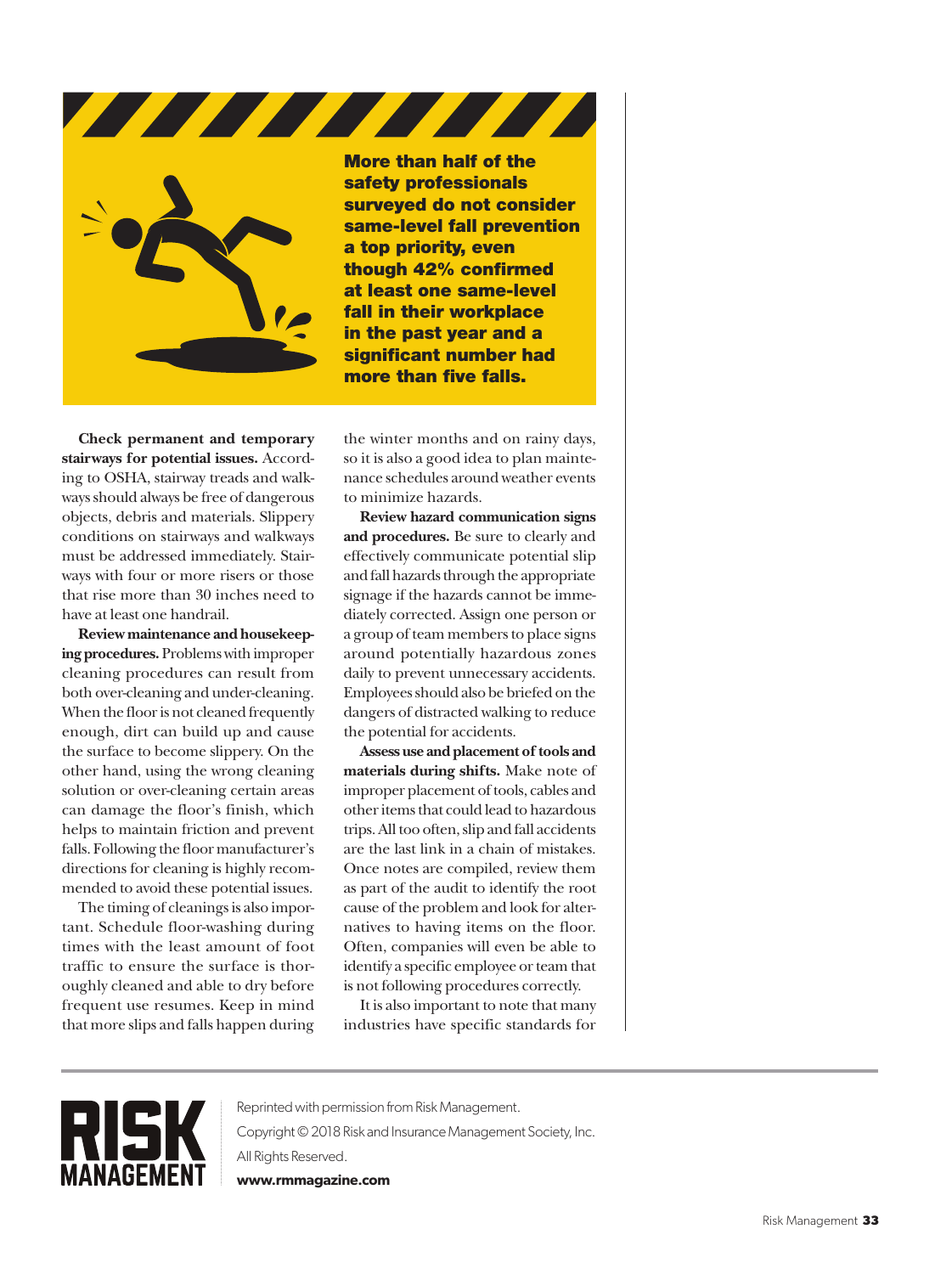**More than half of the safety professionals surveyed do not consider same-level fall prevention a top priority, even though 42% confirmed at least one same-level fall in their workplace in the past year and a significant number had more than five falls.**

**Check permanent and temporary stairways for potential issues.** According to OSHA, stairway treads and walkways should always be free of dangerous objects, debris and materials. Slippery conditions on stairways and walkways must be addressed immediately. Stairways with four or more risers or those that rise more than 30 inches need to have at least one handrail.

**Review maintenance and housekeeping procedures.** Problems with improper cleaning procedures can result from both over-cleaning and under-cleaning. When the floor is not cleaned frequently enough, dirt can build up and cause the surface to become slippery. On the other hand, using the wrong cleaning solution or over-cleaning certain areas can damage the floor's finish, which helps to maintain friction and prevent falls. Following the floor manufacturer's directions for cleaning is highly recommended to avoid these potential issues.

The timing of cleanings is also important. Schedule floor-washing during times with the least amount of foot traffic to ensure the surface is thoroughly cleaned and able to dry before frequent use resumes. Keep in mind that more slips and falls happen during the winter months and on rainy days, so it is also a good idea to plan maintenance schedules around weather events to minimize hazards.

**Review hazard communication signs and procedures.** Be sure to clearly and effectively communicate potential slip and fall hazards through the appropriate signage if the hazards cannot be immediately corrected. Assign one person or a group of team members to place signs around potentially hazardous zones daily to prevent unnecessary accidents. Employees should also be briefed on the dangers of distracted walking to reduce the potential for accidents.

**Assess use and placement of tools and materials during shifts.** Make note of improper placement of tools, cables and other items that could lead to hazardous trips. All too often, slip and fall accidents are the last link in a chain of mistakes. Once notes are compiled, review them as part of the audit to identify the root cause of the problem and look for alternatives to having items on the floor. Often, companies will even be able to identify a specific employee or team that is not following procedures correctly.

It is also important to note that many industries have specific standards for

---

Reprinted with permission from Risk Management.
Copyright © 2018 Risk and Insurance Management Society, Inc.
All Rights Reserved.
**www.rmmagazine.com**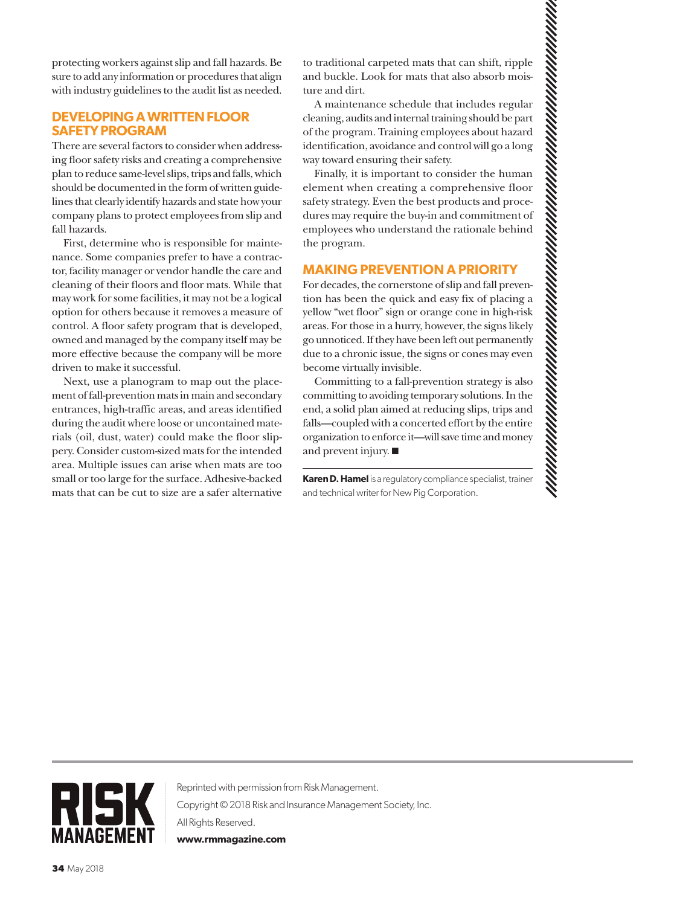protecting workers against slip and fall hazards. Be sure to add any information or procedures that align with industry guidelines to the audit list as needed.

## DEVELOPING A WRITTEN FLOOR SAFETY PROGRAM

There are several factors to consider when addressing floor safety risks and creating a comprehensive plan to reduce same-level slips, trips and falls, which should be documented in the form of written guidelines that clearly identify hazards and state how your company plans to protect employees from slip and fall hazards.

First, determine who is responsible for maintenance. Some companies prefer to have a contractor, facility manager or vendor handle the care and cleaning of their floors and floor mats. While that may work for some facilities, it may not be a logical option for others because it removes a measure of control. A floor safety program that is developed, owned and managed by the company itself may be more effective because the company will be more driven to make it successful.

Next, use a planogram to map out the placement of fall-prevention mats in main and secondary entrances, high-traffic areas, and areas identified during the audit where loose or uncontained materials (oil, dust, water) could make the floor slippery. Consider custom-sized mats for the intended area. Multiple issues can arise when mats are too small or too large for the surface. Adhesive-backed mats that can be cut to size are a safer alternative to traditional carpeted mats that can shift, ripple and buckle. Look for mats that also absorb moisture and dirt.

A maintenance schedule that includes regular cleaning, audits and internal training should be part of the program. Training employees about hazard identification, avoidance and control will go a long way toward ensuring their safety.

Finally, it is important to consider the human element when creating a comprehensive floor safety strategy. Even the best products and procedures may require the buy-in and commitment of employees who understand the rationale behind the program.

## MAKING PREVENTION A PRIORITY

For decades, the cornerstone of slip and fall prevention has been the quick and easy fix of placing a yellow "wet floor" sign or orange cone in high-risk areas. For those in a hurry, however, the signs likely go unnoticed. If they have been left out permanently due to a chronic issue, the signs or cones may even become virtually invisible.

Committing to a fall-prevention strategy is also committing to avoiding temporary solutions. In the end, a solid plan aimed at reducing slips, trips and falls—coupled with a concerted effort by the entire organization to enforce it—will save time and money and prevent injury. ■

---

**Karen D. Hamel** is a regulatory compliance specialist, trainer and technical writer for New Pig Corporation.

---

RISK MANAGEMENT

Reprinted with permission from Risk Management.
Copyright © 2018 Risk and Insurance Management Society, Inc.
All Rights Reserved.
**www.rmmagazine.com**